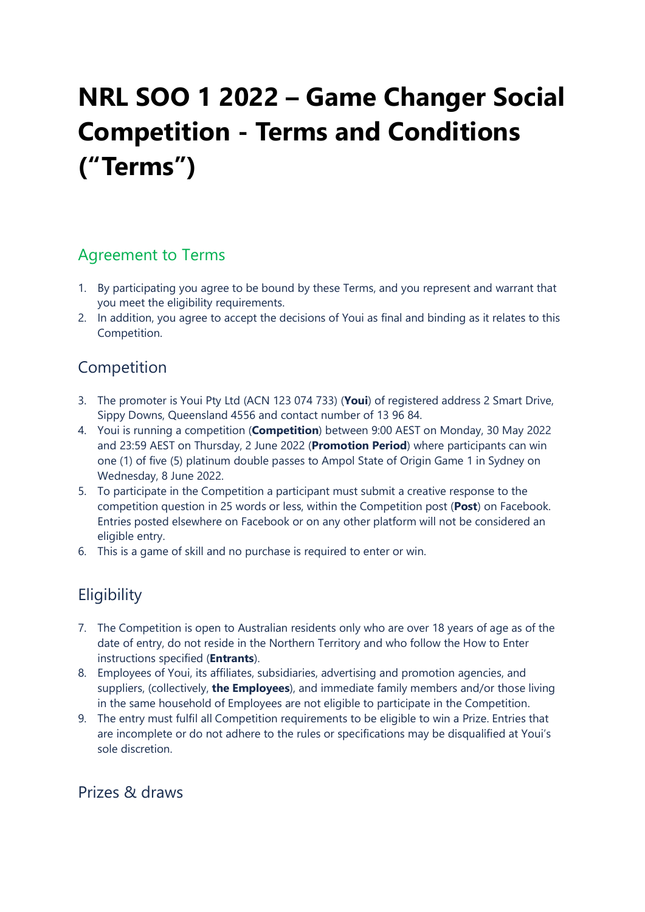# NRL SOO 1 2022 – Game Changer Social Competition - Terms and Conditions ("Terms")

## Agreement to Terms

1. By participating you agree to be bound by these Terms, and you represent and warrant that you meet the eligibility requirements.
2. In addition, you agree to accept the decisions of Youi as final and binding as it relates to this Competition.

## Competition

3. The promoter is Youi Pty Ltd (ACN 123 074 733) (**Youi**) of registered address 2 Smart Drive, Sippy Downs, Queensland 4556 and contact number of 13 96 84.
4. Youi is running a competition (**Competition**) between 9:00 AEST on Monday, 30 May 2022 and 23:59 AEST on Thursday, 2 June 2022 (**Promotion Period**) where participants can win one (1) of five (5) platinum double passes to Ampol State of Origin Game 1 in Sydney on Wednesday, 8 June 2022.
5. To participate in the Competition a participant must submit a creative response to the competition question in 25 words or less, within the Competition post (**Post**) on Facebook. Entries posted elsewhere on Facebook or on any other platform will not be considered an eligible entry.
6. This is a game of skill and no purchase is required to enter or win.

## Eligibility

7. The Competition is open to Australian residents only who are over 18 years of age as of the date of entry, do not reside in the Northern Territory and who follow the How to Enter instructions specified (**Entrants**).
8. Employees of Youi, its affiliates, subsidiaries, advertising and promotion agencies, and suppliers, (collectively, **the Employees**), and immediate family members and/or those living in the same household of Employees are not eligible to participate in the Competition.
9. The entry must fulfil all Competition requirements to be eligible to win a Prize. Entries that are incomplete or do not adhere to the rules or specifications may be disqualified at Youi's sole discretion.

## Prizes & draws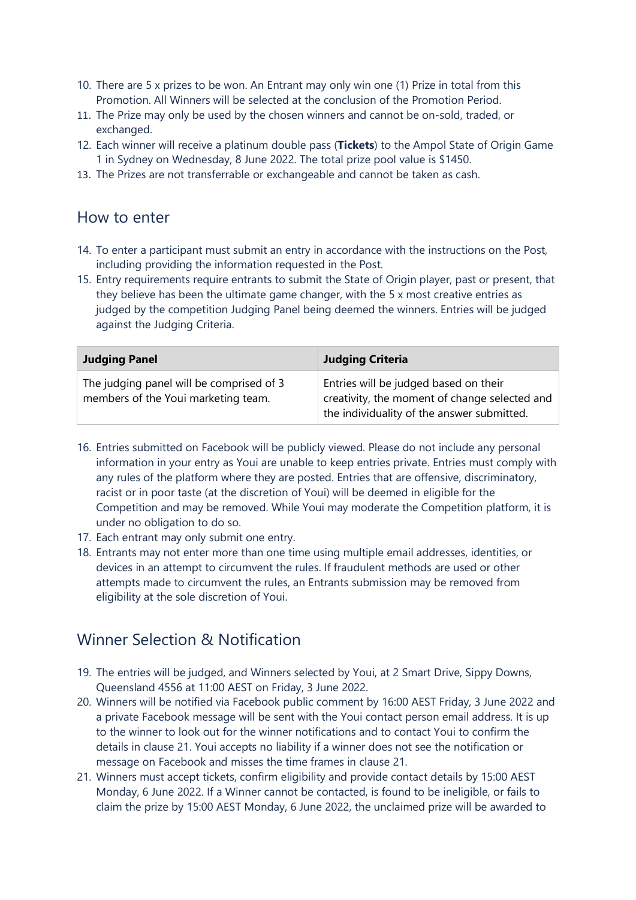10. There are 5 x prizes to be won. An Entrant may only win one (1) Prize in total from this Promotion. All Winners will be selected at the conclusion of the Promotion Period.
11. The Prize may only be used by the chosen winners and cannot be on-sold, traded, or exchanged.
12. Each winner will receive a platinum double pass (**Tickets**) to the Ampol State of Origin Game 1 in Sydney on Wednesday, 8 June 2022. The total prize pool value is $1450.
13. The Prizes are not transferrable or exchangeable and cannot be taken as cash.

## How to enter

14. To enter a participant must submit an entry in accordance with the instructions on the Post, including providing the information requested in the Post.
15. Entry requirements require entrants to submit the State of Origin player, past or present, that they believe has been the ultimate game changer, with the 5 x most creative entries as judged by the competition Judging Panel being deemed the winners. Entries will be judged against the Judging Criteria.

| Judging Panel | Judging Criteria |
| --- | --- |
| The judging panel will be comprised of 3 members of the Youi marketing team. | Entries will be judged based on their creativity, the moment of change selected and the individuality of the answer submitted. |

16. Entries submitted on Facebook will be publicly viewed. Please do not include any personal information in your entry as Youi are unable to keep entries private. Entries must comply with any rules of the platform where they are posted. Entries that are offensive, discriminatory, racist or in poor taste (at the discretion of Youi) will be deemed in eligible for the Competition and may be removed. While Youi may moderate the Competition platform, it is under no obligation to do so.
17. Each entrant may only submit one entry.
18. Entrants may not enter more than one time using multiple email addresses, identities, or devices in an attempt to circumvent the rules. If fraudulent methods are used or other attempts made to circumvent the rules, an Entrants submission may be removed from eligibility at the sole discretion of Youi.

## Winner Selection & Notification

19. The entries will be judged, and Winners selected by Youi, at 2 Smart Drive, Sippy Downs, Queensland 4556 at 11:00 AEST on Friday, 3 June 2022.
20. Winners will be notified via Facebook public comment by 16:00 AEST Friday, 3 June 2022 and a private Facebook message will be sent with the Youi contact person email address. It is up to the winner to look out for the winner notifications and to contact Youi to confirm the details in clause 21. Youi accepts no liability if a winner does not see the notification or message on Facebook and misses the time frames in clause 21.
21. Winners must accept tickets, confirm eligibility and provide contact details by 15:00 AEST Monday, 6 June 2022. If a Winner cannot be contacted, is found to be ineligible, or fails to claim the prize by 15:00 AEST Monday, 6 June 2022, the unclaimed prize will be awarded to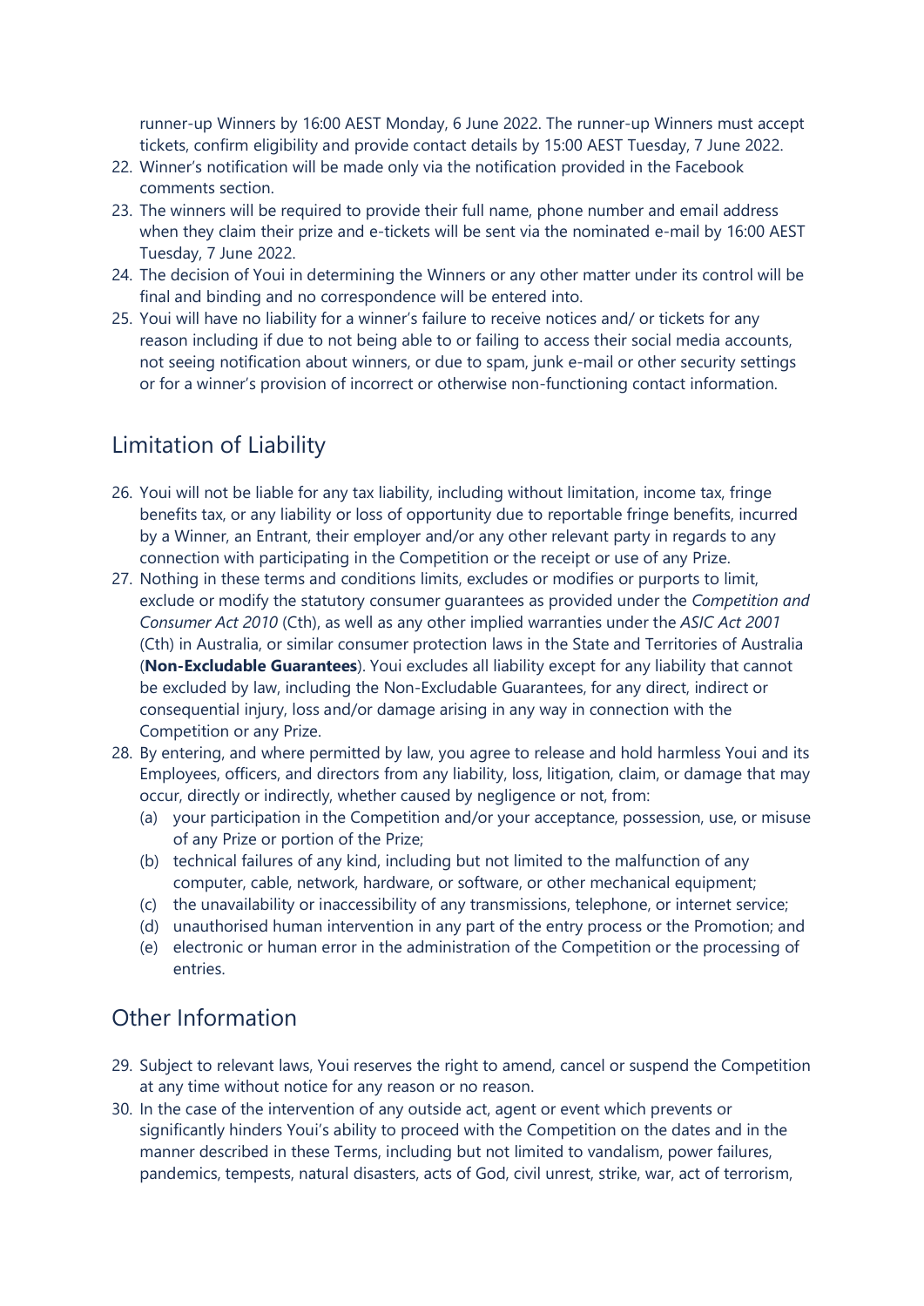runner-up Winners by 16:00 AEST Monday, 6 June 2022. The runner-up Winners must accept tickets, confirm eligibility and provide contact details by 15:00 AEST Tuesday, 7 June 2022.

22. Winner's notification will be made only via the notification provided in the Facebook comments section.
23. The winners will be required to provide their full name, phone number and email address when they claim their prize and e-tickets will be sent via the nominated e-mail by 16:00 AEST Tuesday, 7 June 2022.
24. The decision of Youi in determining the Winners or any other matter under its control will be final and binding and no correspondence will be entered into.
25. Youi will have no liability for a winner's failure to receive notices and/ or tickets for any reason including if due to not being able to or failing to access their social media accounts, not seeing notification about winners, or due to spam, junk e-mail or other security settings or for a winner's provision of incorrect or otherwise non-functioning contact information.

## Limitation of Liability

26. Youi will not be liable for any tax liability, including without limitation, income tax, fringe benefits tax, or any liability or loss of opportunity due to reportable fringe benefits, incurred by a Winner, an Entrant, their employer and/or any other relevant party in regards to any connection with participating in the Competition or the receipt or use of any Prize.
27. Nothing in these terms and conditions limits, excludes or modifies or purports to limit, exclude or modify the statutory consumer guarantees as provided under the *Competition and Consumer Act 2010* (Cth), as well as any other implied warranties under the *ASIC Act 2001* (Cth) in Australia, or similar consumer protection laws in the State and Territories of Australia (**Non-Excludable Guarantees**). Youi excludes all liability except for any liability that cannot be excluded by law, including the Non-Excludable Guarantees, for any direct, indirect or consequential injury, loss and/or damage arising in any way in connection with the Competition or any Prize.
28. By entering, and where permitted by law, you agree to release and hold harmless Youi and its Employees, officers, and directors from any liability, loss, litigation, claim, or damage that may occur, directly or indirectly, whether caused by negligence or not, from:
    (a) your participation in the Competition and/or your acceptance, possession, use, or misuse of any Prize or portion of the Prize;
    (b) technical failures of any kind, including but not limited to the malfunction of any computer, cable, network, hardware, or software, or other mechanical equipment;
    (c) the unavailability or inaccessibility of any transmissions, telephone, or internet service;
    (d) unauthorised human intervention in any part of the entry process or the Promotion; and
    (e) electronic or human error in the administration of the Competition or the processing of entries.

## Other Information

29. Subject to relevant laws, Youi reserves the right to amend, cancel or suspend the Competition at any time without notice for any reason or no reason.
30. In the case of the intervention of any outside act, agent or event which prevents or significantly hinders Youi's ability to proceed with the Competition on the dates and in the manner described in these Terms, including but not limited to vandalism, power failures, pandemics, tempests, natural disasters, acts of God, civil unrest, strike, war, act of terrorism,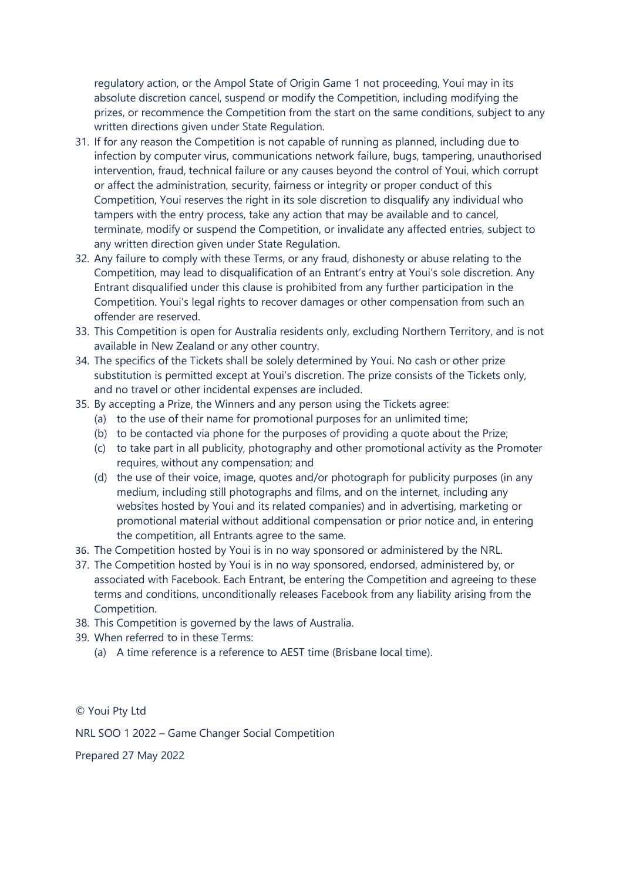regulatory action, or the Ampol State of Origin Game 1 not proceeding, Youi may in its absolute discretion cancel, suspend or modify the Competition, including modifying the prizes, or recommence the Competition from the start on the same conditions, subject to any written directions given under State Regulation.

31. If for any reason the Competition is not capable of running as planned, including due to infection by computer virus, communications network failure, bugs, tampering, unauthorised intervention, fraud, technical failure or any causes beyond the control of Youi, which corrupt or affect the administration, security, fairness or integrity or proper conduct of this Competition, Youi reserves the right in its sole discretion to disqualify any individual who tampers with the entry process, take any action that may be available and to cancel, terminate, modify or suspend the Competition, or invalidate any affected entries, subject to any written direction given under State Regulation.
32. Any failure to comply with these Terms, or any fraud, dishonesty or abuse relating to the Competition, may lead to disqualification of an Entrant's entry at Youi's sole discretion. Any Entrant disqualified under this clause is prohibited from any further participation in the Competition. Youi's legal rights to recover damages or other compensation from such an offender are reserved.
33. This Competition is open for Australia residents only, excluding Northern Territory, and is not available in New Zealand or any other country.
34. The specifics of the Tickets shall be solely determined by Youi. No cash or other prize substitution is permitted except at Youi's discretion. The prize consists of the Tickets only, and no travel or other incidental expenses are included.
35. By accepting a Prize, the Winners and any person using the Tickets agree:
    (a) to the use of their name for promotional purposes for an unlimited time;
    (b) to be contacted via phone for the purposes of providing a quote about the Prize;
    (c) to take part in all publicity, photography and other promotional activity as the Promoter requires, without any compensation; and
    (d) the use of their voice, image, quotes and/or photograph for publicity purposes (in any medium, including still photographs and films, and on the internet, including any websites hosted by Youi and its related companies) and in advertising, marketing or promotional material without additional compensation or prior notice and, in entering the competition, all Entrants agree to the same.
36. The Competition hosted by Youi is in no way sponsored or administered by the NRL.
37. The Competition hosted by Youi is in no way sponsored, endorsed, administered by, or associated with Facebook. Each Entrant, be entering the Competition and agreeing to these terms and conditions, unconditionally releases Facebook from any liability arising from the Competition.
38. This Competition is governed by the laws of Australia.
39. When referred to in these Terms:
    (a) A time reference is a reference to AEST time (Brisbane local time).

© Youi Pty Ltd

NRL SOO 1 2022 – Game Changer Social Competition

Prepared 27 May 2022